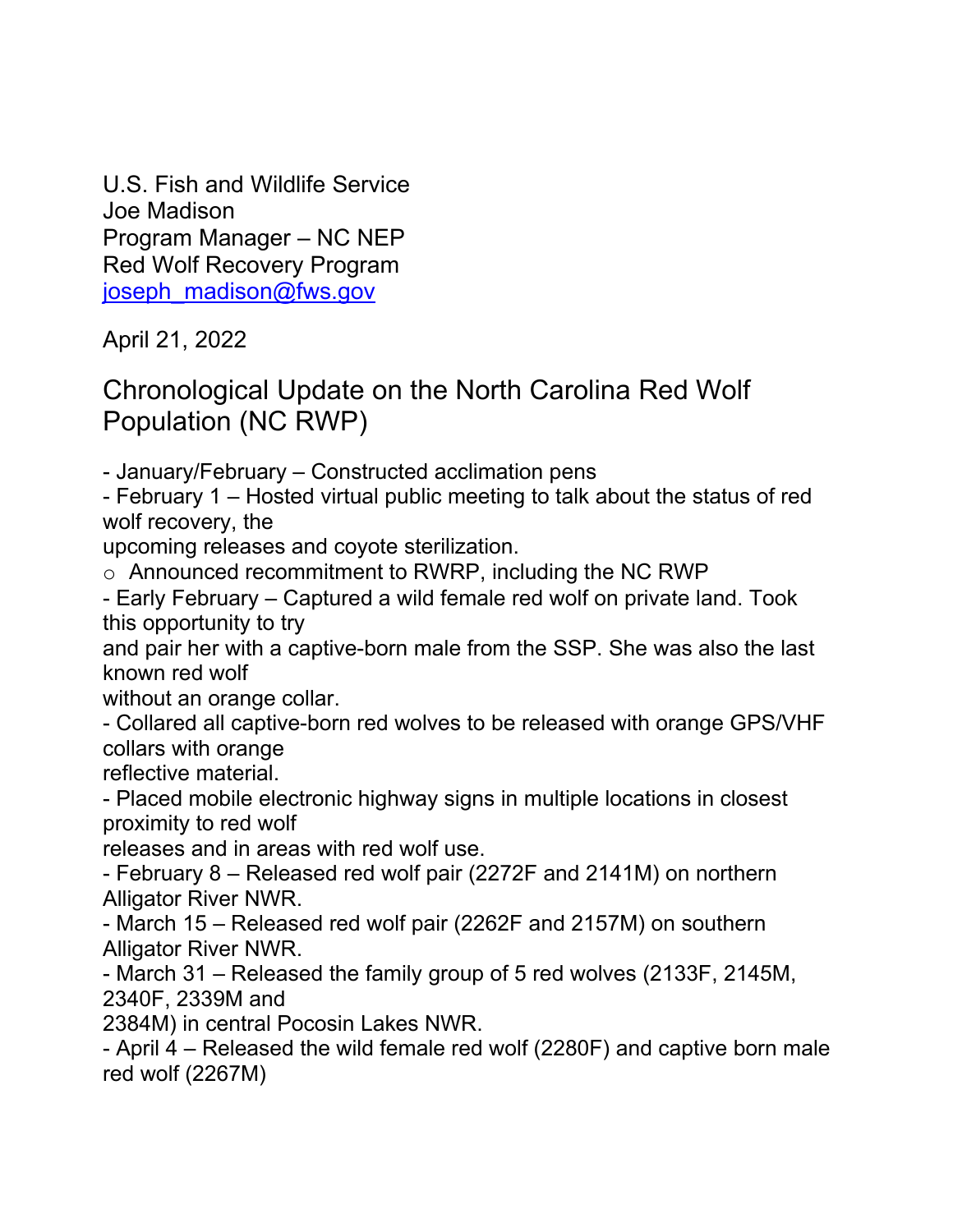U.S. Fish and Wildlife Service
Joe Madison
Program Manager – NC NEP
Red Wolf Recovery Program
joseph_madison@fws.gov

April 21, 2022

# Chronological Update on the North Carolina Red Wolf Population (NC RWP)

- January/February – Constructed acclimation pens
- February 1 – Hosted virtual public meeting to talk about the status of red wolf recovery, the upcoming releases and coyote sterilization.
  - Announced recommitment to RWRP, including the NC RWP
- Early February – Captured a wild female red wolf on private land. Took this opportunity to try and pair her with a captive-born male from the SSP. She was also the last known red wolf without an orange collar.
- Collared all captive-born red wolves to be released with orange GPS/VHF collars with orange reflective material.
- Placed mobile electronic highway signs in multiple locations in closest proximity to red wolf releases and in areas with red wolf use.
- February 8 – Released red wolf pair (2272F and 2141M) on northern Alligator River NWR.
- March 15 – Released red wolf pair (2262F and 2157M) on southern Alligator River NWR.
- March 31 – Released the family group of 5 red wolves (2133F, 2145M, 2340F, 2339M and 2384M) in central Pocosin Lakes NWR.
- April 4 – Released the wild female red wolf (2280F) and captive born male red wolf (2267M)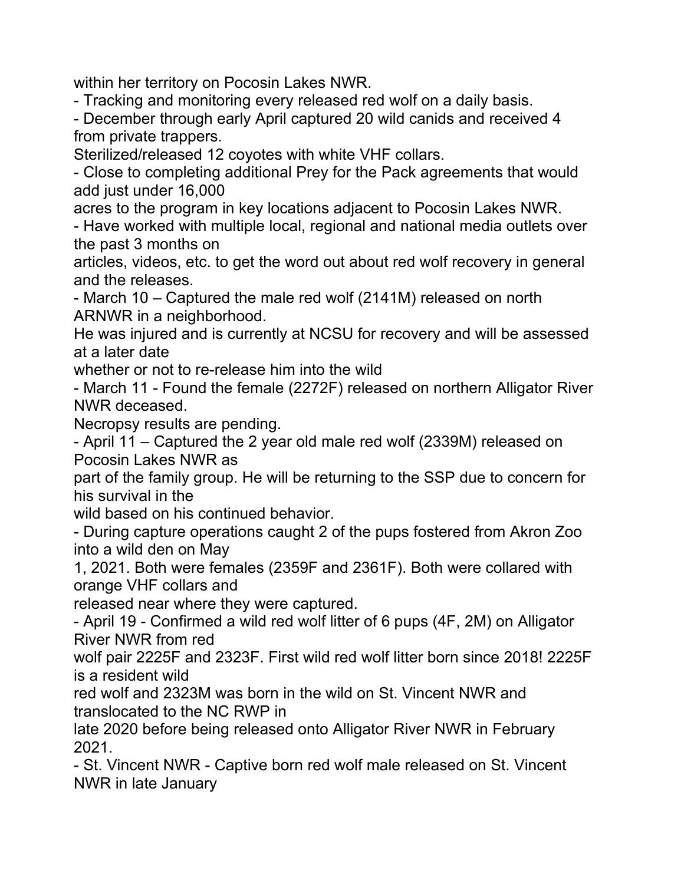within her territory on Pocosin Lakes NWR.

- Tracking and monitoring every released red wolf on a daily basis.
- December through early April captured 20 wild canids and received 4 from private trappers.
Sterilized/released 12 coyotes with white VHF collars.
- Close to completing additional Prey for the Pack agreements that would add just under 16,000 acres to the program in key locations adjacent to Pocosin Lakes NWR.
- Have worked with multiple local, regional and national media outlets over the past 3 months on articles, videos, etc. to get the word out about red wolf recovery in general and the releases.
- March 10 – Captured the male red wolf (2141M) released on north ARNWR in a neighborhood.
He was injured and is currently at NCSU for recovery and will be assessed at a later date whether or not to re-release him into the wild
- March 11 - Found the female (2272F) released on northern Alligator River NWR deceased.
Necropsy results are pending.
- April 11 – Captured the 2 year old male red wolf (2339M) released on Pocosin Lakes NWR as part of the family group. He will be returning to the SSP due to concern for his survival in the wild based on his continued behavior.
- During capture operations caught 2 of the pups fostered from Akron Zoo into a wild den on May 1, 2021. Both were females (2359F and 2361F). Both were collared with orange VHF collars and released near where they were captured.
- April 19 - Confirmed a wild red wolf litter of 6 pups (4F, 2M) on Alligator River NWR from red wolf pair 2225F and 2323F. First wild red wolf litter born since 2018! 2225F is a resident wild red wolf and 2323M was born in the wild on St. Vincent NWR and translocated to the NC RWP in late 2020 before being released onto Alligator River NWR in February 2021.
- St. Vincent NWR - Captive born red wolf male released on St. Vincent NWR in late January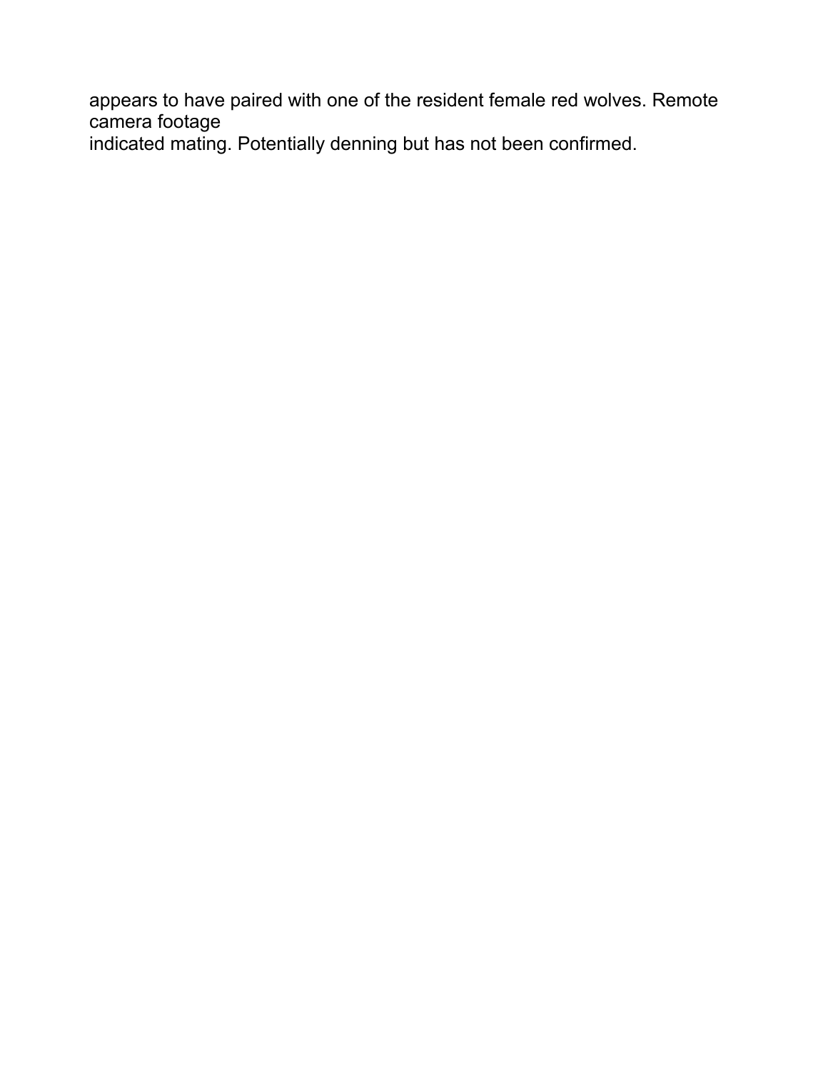appears to have paired with one of the resident female red wolves. Remote camera footage indicated mating. Potentially denning but has not been confirmed.